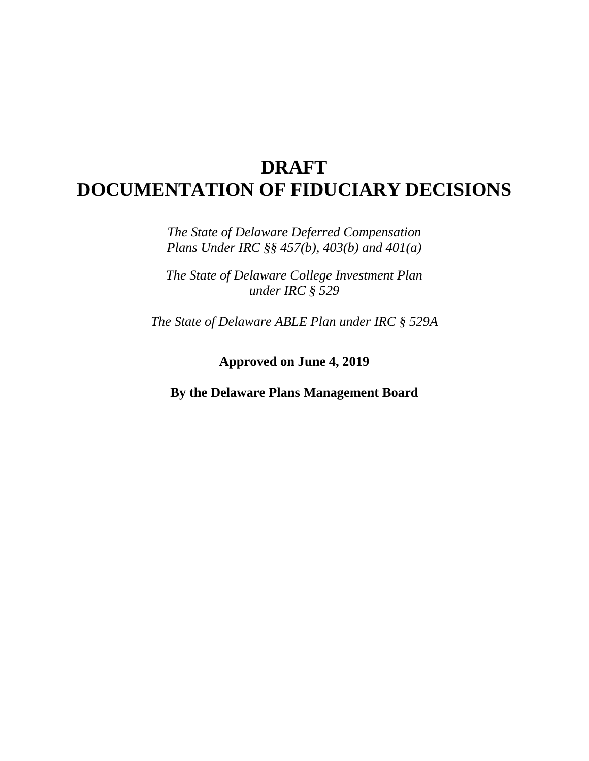# DRAFT
# DOCUMENTATION OF FIDUCIARY DECISIONS

*The State of Delaware Deferred Compensation Plans Under IRC §§ 457(b), 403(b) and 401(a)*

*The State of Delaware College Investment Plan under IRC § 529*

*The State of Delaware ABLE Plan under IRC § 529A*

**Approved on June 4, 2019**

**By the Delaware Plans Management Board**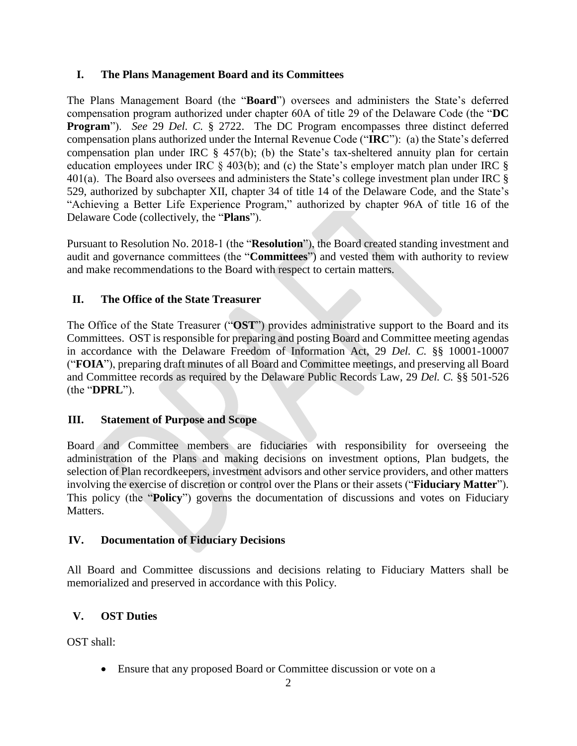## I. The Plans Management Board and its Committees

The Plans Management Board (the "**Board**") oversees and administers the State's deferred compensation program authorized under chapter 60A of title 29 of the Delaware Code (the "**DC Program**"). *See* 29 *Del. C.* § 2722. The DC Program encompasses three distinct deferred compensation plans authorized under the Internal Revenue Code ("**IRC**"): (a) the State's deferred compensation plan under IRC § 457(b); (b) the State's tax-sheltered annuity plan for certain education employees under IRC § 403(b); and (c) the State's employer match plan under IRC § 401(a). The Board also oversees and administers the State's college investment plan under IRC § 529, authorized by subchapter XII, chapter 34 of title 14 of the Delaware Code, and the State's "Achieving a Better Life Experience Program," authorized by chapter 96A of title 16 of the Delaware Code (collectively, the "**Plans**").

Pursuant to Resolution No. 2018-1 (the "**Resolution**"), the Board created standing investment and audit and governance committees (the "**Committees**") and vested them with authority to review and make recommendations to the Board with respect to certain matters.

## II. The Office of the State Treasurer

The Office of the State Treasurer ("**OST**") provides administrative support to the Board and its Committees. OST is responsible for preparing and posting Board and Committee meeting agendas in accordance with the Delaware Freedom of Information Act, 29 *Del. C.* §§ 10001-10007 ("**FOIA**"), preparing draft minutes of all Board and Committee meetings, and preserving all Board and Committee records as required by the Delaware Public Records Law, 29 *Del. C.* §§ 501-526 (the "**DPRL**").

## III. Statement of Purpose and Scope

Board and Committee members are fiduciaries with responsibility for overseeing the administration of the Plans and making decisions on investment options, Plan budgets, the selection of Plan recordkeepers, investment advisors and other service providers, and other matters involving the exercise of discretion or control over the Plans or their assets ("**Fiduciary Matter**"). This policy (the "**Policy**") governs the documentation of discussions and votes on Fiduciary Matters.

## IV. Documentation of Fiduciary Decisions

All Board and Committee discussions and decisions relating to Fiduciary Matters shall be memorialized and preserved in accordance with this Policy.

## V. OST Duties

OST shall:

- Ensure that any proposed Board or Committee discussion or vote on a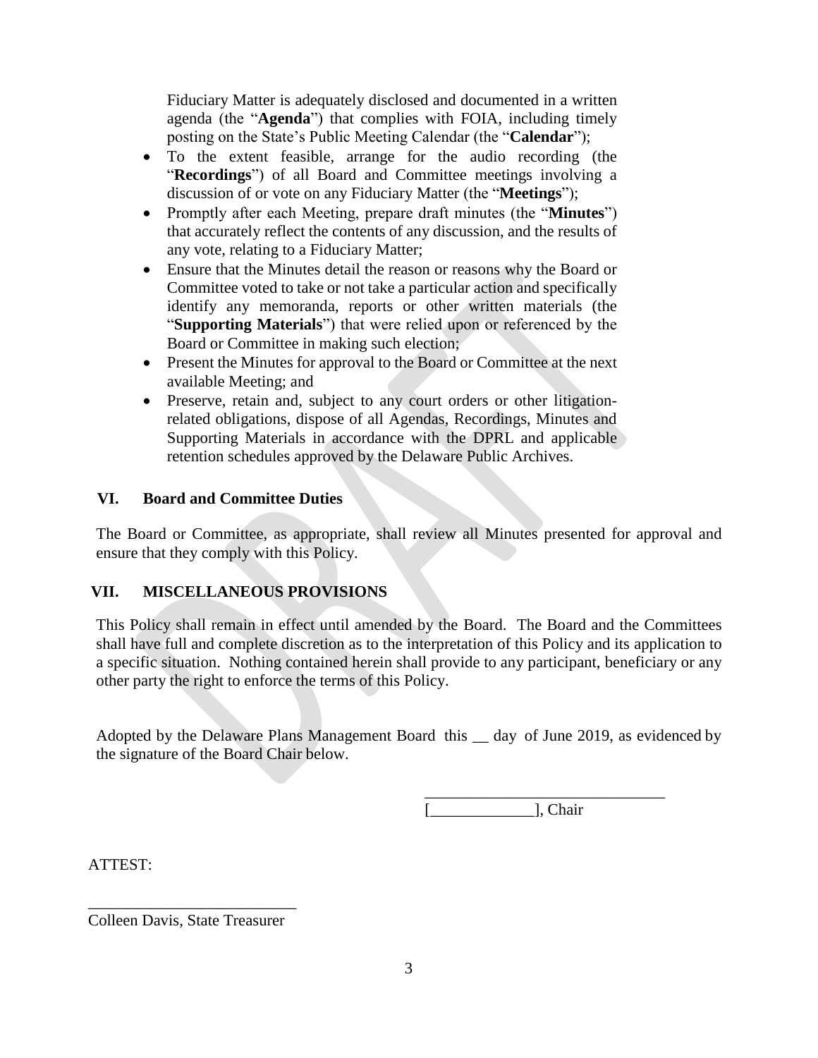Fiduciary Matter is adequately disclosed and documented in a written agenda (the "**Agenda**") that complies with FOIA, including timely posting on the State's Public Meeting Calendar (the "**Calendar**");

- To the extent feasible, arrange for the audio recording (the "**Recordings**") of all Board and Committee meetings involving a discussion of or vote on any Fiduciary Matter (the "**Meetings**");
- Promptly after each Meeting, prepare draft minutes (the "**Minutes**") that accurately reflect the contents of any discussion, and the results of any vote, relating to a Fiduciary Matter;
- Ensure that the Minutes detail the reason or reasons why the Board or Committee voted to take or not take a particular action and specifically identify any memoranda, reports or other written materials (the "**Supporting Materials**") that were relied upon or referenced by the Board or Committee in making such election;
- Present the Minutes for approval to the Board or Committee at the next available Meeting; and
- Preserve, retain and, subject to any court orders or other litigation-related obligations, dispose of all Agendas, Recordings, Minutes and Supporting Materials in accordance with the DPRL and applicable retention schedules approved by the Delaware Public Archives.

## VI. Board and Committee Duties

The Board or Committee, as appropriate, shall review all Minutes presented for approval and ensure that they comply with this Policy.

## VII. MISCELLANEOUS PROVISIONS

This Policy shall remain in effect until amended by the Board. The Board and the Committees shall have full and complete discretion as to the interpretation of this Policy and its application to a specific situation. Nothing contained herein shall provide to any participant, beneficiary or any other party the right to enforce the terms of this Policy.

Adopted by the Delaware Plans Management Board this __ day of June 2019, as evidenced by the signature of the Board Chair below.

______________________________
[_____________], Chair

ATTEST:

__________________________
Colleen Davis, State Treasurer